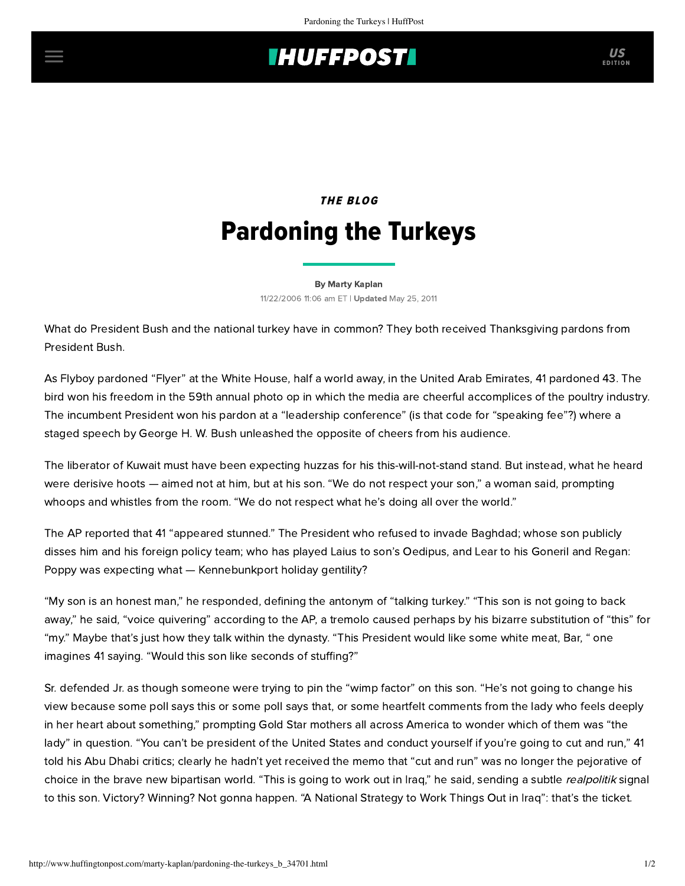THE BLOG

# Pardoning the Turkeys

By Marty Kaplan

11/22/2006 11:06 am ET | **Updated** May 25, 2011

What do President Bush and the national turkey have in common? They both received Thanksgiving pardons from President Bush.

As Flyboy pardoned "Flyer" at the White House, half a world away, in the United Arab Emirates, 41 pardoned 43. The bird won his freedom in the 59th annual photo op in which the media are cheerful accomplices of the poultry industry. The incumbent President won his pardon at a "leadership conference" (is that code for "speaking fee"?) where a staged speech by George H. W. Bush unleashed the opposite of cheers from his audience.

The liberator of Kuwait must have been expecting huzzas for his this-will-not-stand stand. But instead, what he heard were derisive hoots — aimed not at him, but at his son. "We do not respect your son," a woman said, prompting whoops and whistles from the room. "We do not respect what he's doing all over the world."

The AP reported that 41 "appeared stunned." The President who refused to invade Baghdad; whose son publicly disses him and his foreign policy team; who has played Laius to son's Oedipus, and Lear to his Goneril and Regan: Poppy was expecting what — Kennebunkport holiday gentility?

"My son is an honest man," he responded, defining the antonym of "talking turkey." "This son is not going to back away," he said, "voice quivering" according to the AP, a tremolo caused perhaps by his bizarre substitution of "this" for "my." Maybe that's just how they talk within the dynasty. "This President would like some white meat, Bar, " one imagines 41 saying. "Would this son like seconds of stuffing?"

Sr. defended Jr. as though someone were trying to pin the "wimp factor" on this son. "He's not going to change his view because some poll says this or some poll says that, or some heartfelt comments from the lady who feels deeply in her heart about something," prompting Gold Star mothers all across America to wonder which of them was "the lady" in question. "You can't be president of the United States and conduct yourself if you're going to cut and run," 41 told his Abu Dhabi critics; clearly he hadn't yet received the memo that "cut and run" was no longer the pejorative of choice in the brave new bipartisan world. "This is going to work out in Iraq," he said, sending a subtle *realpolitik* signal to this son. Victory? Winning? Not gonna happen. "A National Strategy to Work Things Out in Iraq": that's the ticket.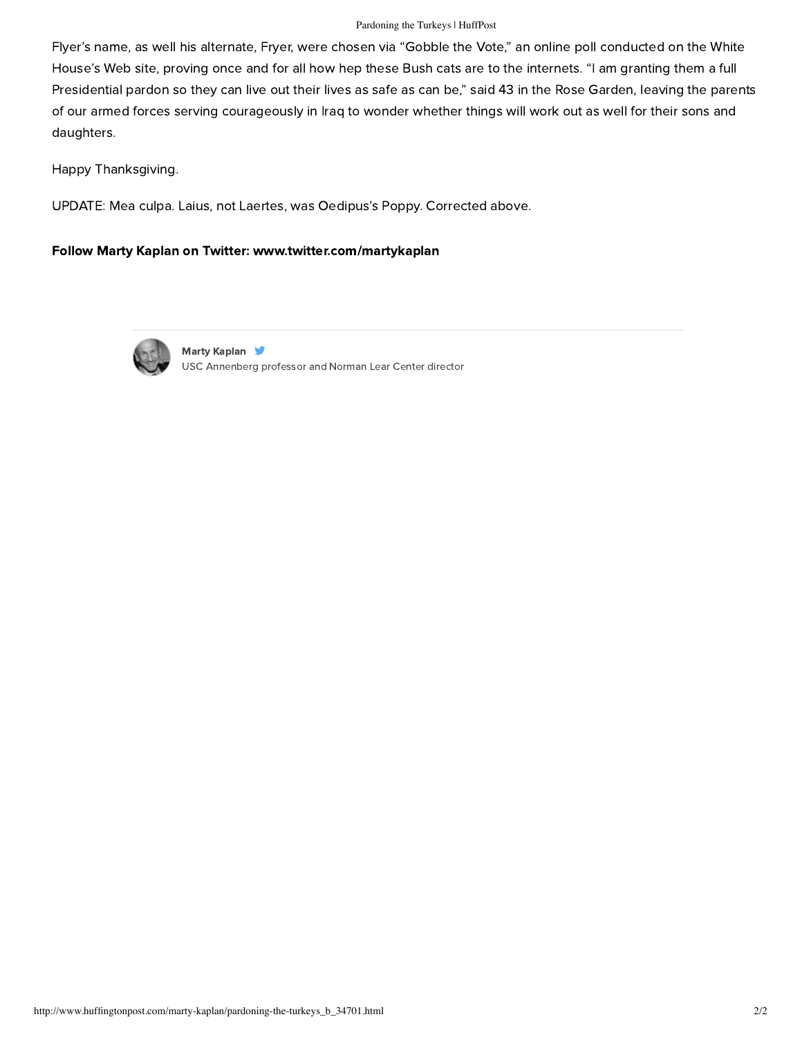Flyer's name, as well his alternate, Fryer, were chosen via "Gobble the Vote," an online poll conducted on the White House's Web site, proving once and for all how hep these Bush cats are to the internets. "I am granting them a full Presidential pardon so they can live out their lives as safe as can be," said 43 in the Rose Garden, leaving the parents of our armed forces serving courageously in Iraq to wonder whether things will work out as well for their sons and daughters.

Happy Thanksgiving.

UPDATE: Mea culpa. Laius, not Laertes, was Oedipus's Poppy. Corrected above.

**Follow Marty Kaplan on Twitter: www.twitter.com/martykaplan**

---

**Marty Kaplan**
USC Annenberg professor and Norman Lear Center director